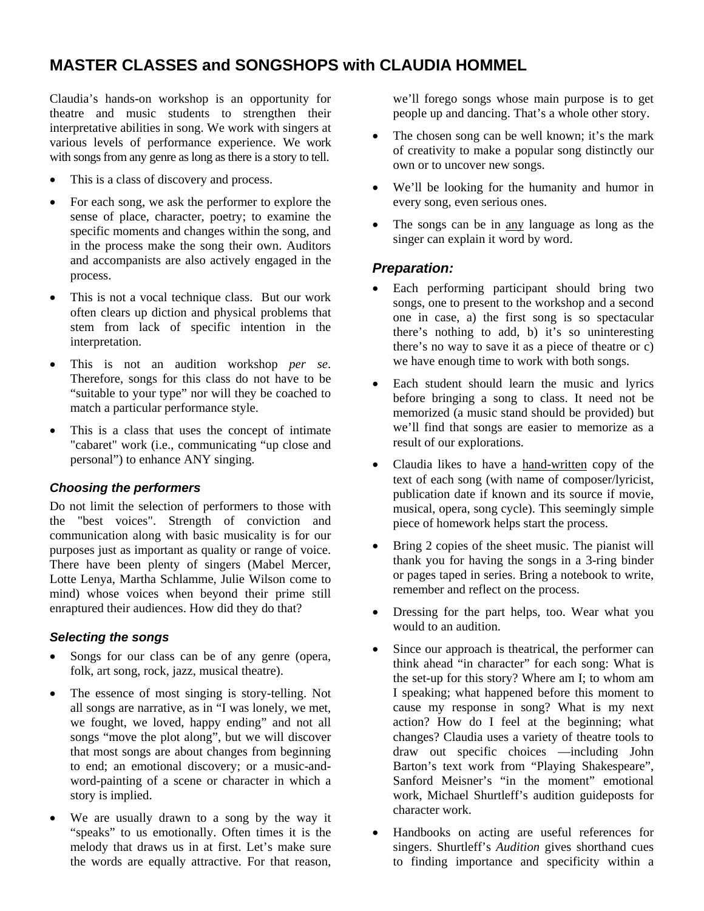# MASTER CLASSES and SONGSHOPS with CLAUDIA HOMMEL

Claudia's hands-on workshop is an opportunity for theatre and music students to strengthen their interpretative abilities in song. We work with singers at various levels of performance experience. We work with songs from any genre as long as there is a story to tell.

- This is a class of discovery and process.
- For each song, we ask the performer to explore the sense of place, character, poetry; to examine the specific moments and changes within the song, and in the process make the song their own. Auditors and accompanists are also actively engaged in the process.
- This is not a vocal technique class. But our work often clears up diction and physical problems that stem from lack of specific intention in the interpretation.
- This is not an audition workshop *per se*. Therefore, songs for this class do not have to be "suitable to your type" nor will they be coached to match a particular performance style.
- This is a class that uses the concept of intimate "cabaret" work (i.e., communicating "up close and personal") to enhance ANY singing.

### *Choosing the performers*

Do not limit the selection of performers to those with the "best voices". Strength of conviction and communication along with basic musicality is for our purposes just as important as quality or range of voice. There have been plenty of singers (Mabel Mercer, Lotte Lenya, Martha Schlamme, Julie Wilson come to mind) whose voices when beyond their prime still enraptured their audiences. How did they do that?

### *Selecting the songs*

- Songs for our class can be of any genre (opera, folk, art song, rock, jazz, musical theatre).
- The essence of most singing is story-telling. Not all songs are narrative, as in "I was lonely, we met, we fought, we loved, happy ending" and not all songs "move the plot along", but we will discover that most songs are about changes from beginning to end; an emotional discovery; or a music-and-word-painting of a scene or character in which a story is implied.
- We are usually drawn to a song by the way it "speaks" to us emotionally. Often times it is the melody that draws us in at first. Let's make sure the words are equally attractive. For that reason, we'll forego songs whose main purpose is to get people up and dancing. That's a whole other story.
- The chosen song can be well known; it's the mark of creativity to make a popular song distinctly our own or to uncover new songs.
- We'll be looking for the humanity and humor in every song, even serious ones.
- The songs can be in <u>any</u> language as long as the singer can explain it word by word.

### *Preparation:*

- Each performing participant should bring two songs, one to present to the workshop and a second one in case, a) the first song is so spectacular there's nothing to add, b) it's so uninteresting there's no way to save it as a piece of theatre or c) we have enough time to work with both songs.
- Each student should learn the music and lyrics before bringing a song to class. It need not be memorized (a music stand should be provided) but we'll find that songs are easier to memorize as a result of our explorations.
- Claudia likes to have a <u>hand-written</u> copy of the text of each song (with name of composer/lyricist, publication date if known and its source if movie, musical, opera, song cycle). This seemingly simple piece of homework helps start the process.
- Bring 2 copies of the sheet music. The pianist will thank you for having the songs in a 3-ring binder or pages taped in series. Bring a notebook to write, remember and reflect on the process.
- Dressing for the part helps, too. Wear what you would to an audition.
- Since our approach is theatrical, the performer can think ahead "in character" for each song: What is the set-up for this story? Where am I; to whom am I speaking; what happened before this moment to cause my response in song? What is my next action? How do I feel at the beginning; what changes? Claudia uses a variety of theatre tools to draw out specific choices —including John Barton's text work from "Playing Shakespeare", Sanford Meisner's "in the moment" emotional work, Michael Shurtleff's audition guideposts for character work.
- Handbooks on acting are useful references for singers. Shurtleff's *Audition* gives shorthand cues to finding importance and specificity within a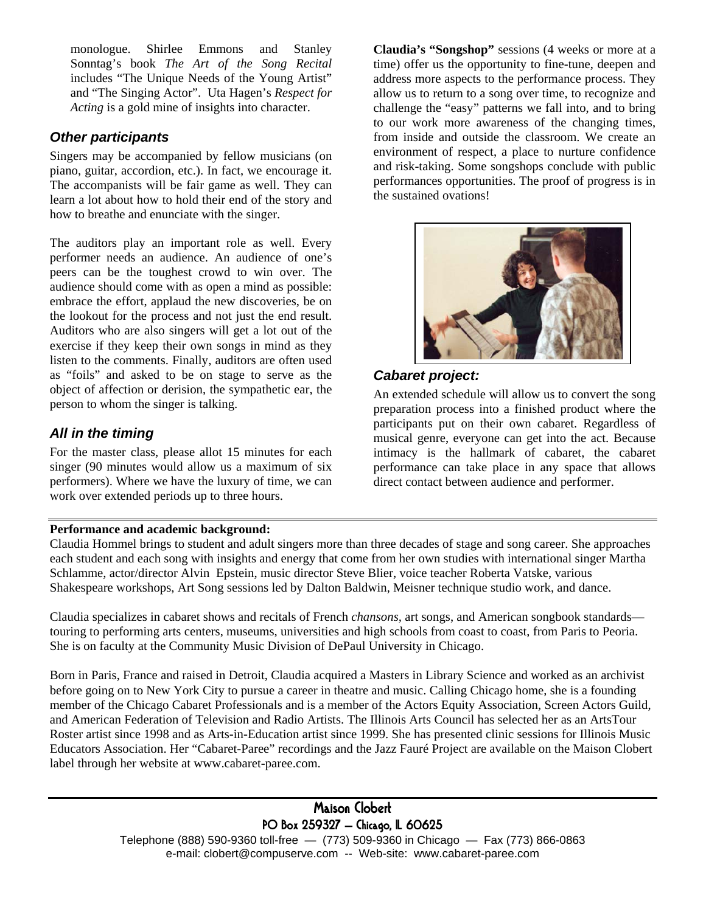monologue. Shirlee Emmons and Stanley Sonntag's book *The Art of the Song Recital* includes "The Unique Needs of the Young Artist" and "The Singing Actor". Uta Hagen's *Respect for Acting* is a gold mine of insights into character.

### *Other participants*

Singers may be accompanied by fellow musicians (on piano, guitar, accordion, etc.). In fact, we encourage it. The accompanists will be fair game as well. They can learn a lot about how to hold their end of the story and how to breathe and enunciate with the singer.

The auditors play an important role as well. Every performer needs an audience. An audience of one's peers can be the toughest crowd to win over. The audience should come with as open a mind as possible: embrace the effort, applaud the new discoveries, be on the lookout for the process and not just the end result. Auditors who are also singers will get a lot out of the exercise if they keep their own songs in mind as they listen to the comments. Finally, auditors are often used as "foils" and asked to be on stage to serve as the object of affection or derision, the sympathetic ear, the person to whom the singer is talking.

### *All in the timing*

For the master class, please allot 15 minutes for each singer (90 minutes would allow us a maximum of six performers). Where we have the luxury of time, we can work over extended periods up to three hours.

**Claudia's "Songshop"** sessions (4 weeks or more at a time) offer us the opportunity to fine-tune, deepen and address more aspects to the performance process. They allow us to return to a song over time, to recognize and challenge the "easy" patterns we fall into, and to bring to our work more awareness of the changing times, from inside and outside the classroom. We create an environment of respect, a place to nurture confidence and risk-taking. Some songshops conclude with public performances opportunities. The proof of progress is in the sustained ovations!

### *Cabaret project:*

An extended schedule will allow us to convert the song preparation process into a finished product where the participants put on their own cabaret. Regardless of musical genre, everyone can get into the act. Because intimacy is the hallmark of cabaret, the cabaret performance can take place in any space that allows direct contact between audience and performer.

---

**Performance and academic background:**

Claudia Hommel brings to student and adult singers more than three decades of stage and song career. She approaches each student and each song with insights and energy that come from her own studies with international singer Martha Schlamme, actor/director Alvin Epstein, music director Steve Blier, voice teacher Roberta Vatske, various Shakespeare workshops, Art Song sessions led by Dalton Baldwin, Meisner technique studio work, and dance.

Claudia specializes in cabaret shows and recitals of French *chansons*, art songs, and American songbook standards—touring to performing arts centers, museums, universities and high schools from coast to coast, from Paris to Peoria. She is on faculty at the Community Music Division of DePaul University in Chicago.

Born in Paris, France and raised in Detroit, Claudia acquired a Masters in Library Science and worked as an archivist before going on to New York City to pursue a career in theatre and music. Calling Chicago home, she is a founding member of the Chicago Cabaret Professionals and is a member of the Actors Equity Association, Screen Actors Guild, and American Federation of Television and Radio Artists. The Illinois Arts Council has selected her as an ArtsTour Roster artist since 1998 and as Arts-in-Education artist since 1999. She has presented clinic sessions for Illinois Music Educators Association. Her "Cabaret-Paree" recordings and the Jazz Fauré Project are available on the Maison Clobert label through her website at www.cabaret-paree.com.

---

**Maison Clobert**
**PO Box 259327 – Chicago, IL 60625**
Telephone (888) 590-9360 toll-free — (773) 509-9360 in Chicago — Fax (773) 866-0863
e-mail: clobert@compuserve.com -- Web-site: www.cabaret-paree.com